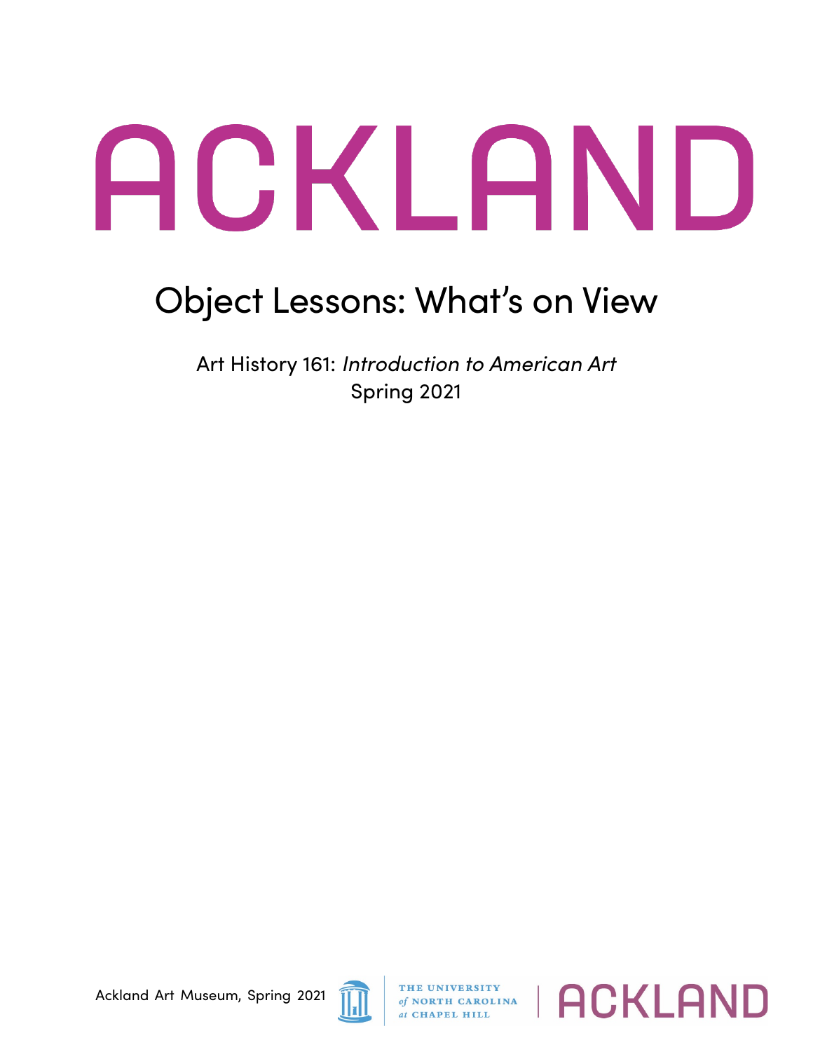# ACKLAND

## Object Lessons: What's on View

Art History 161: *Introduction to American Art*
Spring 2021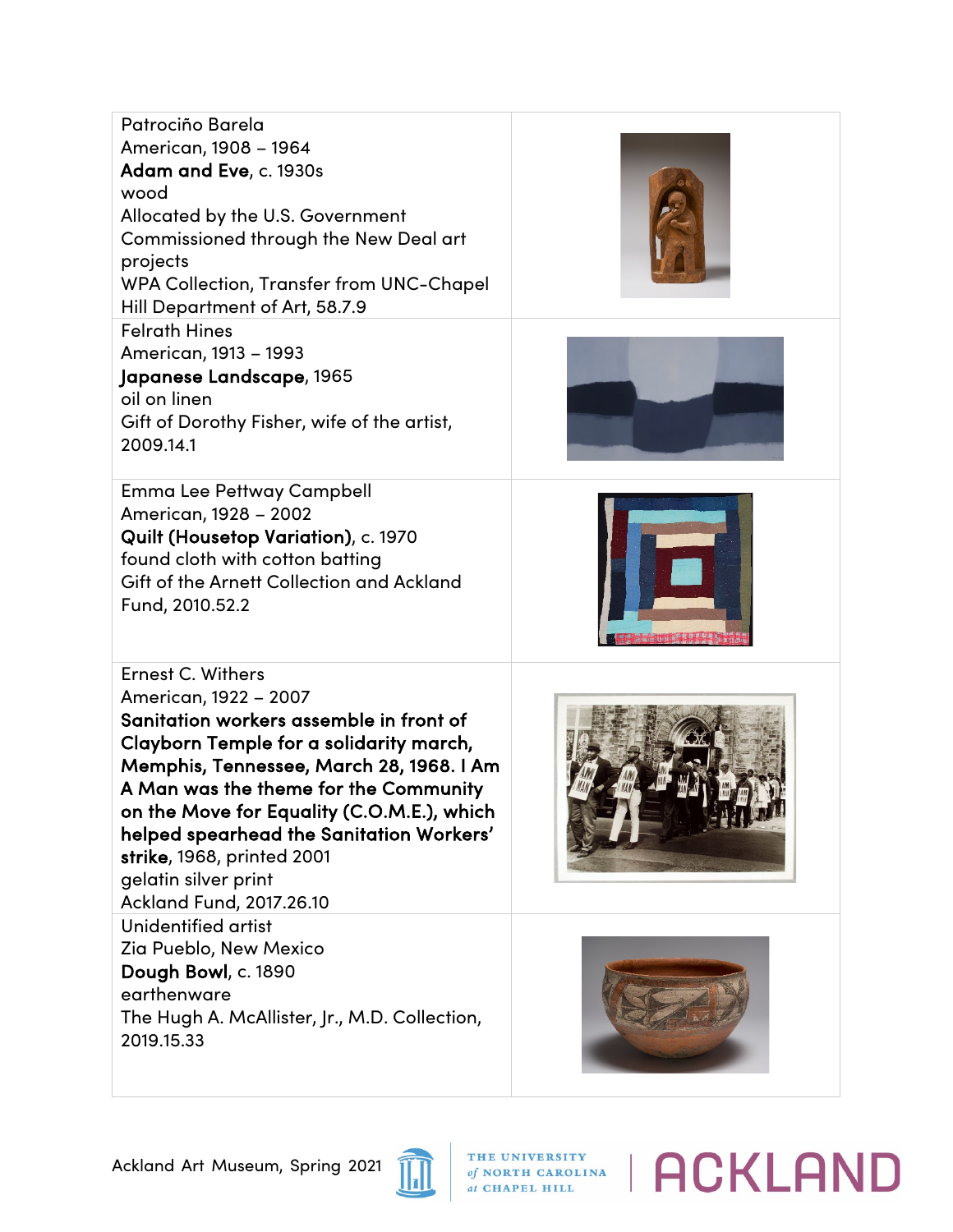| | |
|---|---|
| Patrociño Barela<br>American, 1908 – 1964<br>**Adam and Eve**, c. 1930s<br>wood<br>Allocated by the U.S. Government<br>Commissioned through the New Deal art projects<br>WPA Collection, Transfer from UNC-Chapel Hill Department of Art, 58.7.9 | |
| Felrath Hines<br>American, 1913 – 1993<br>**Japanese Landscape**, 1965<br>oil on linen<br>Gift of Dorothy Fisher, wife of the artist, 2009.14.1 | |
| Emma Lee Pettway Campbell<br>American, 1928 – 2002<br>**Quilt (Housetop Variation)**, c. 1970<br>found cloth with cotton batting<br>Gift of the Arnett Collection and Ackland Fund, 2010.52.2 | |
| Ernest C. Withers<br>American, 1922 – 2007<br>**Sanitation workers assemble in front of Clayborn Temple for a solidarity march, Memphis, Tennessee, March 28, 1968. I Am A Man was the theme for the Community on the Move for Equality (C.O.M.E.), which helped spearhead the Sanitation Workers' strike**, 1968, printed 2001<br>gelatin silver print<br>Ackland Fund, 2017.26.10 | |
| Unidentified artist<br>Zia Pueblo, New Mexico<br>**Dough Bowl**, c. 1890<br>earthenware<br>The Hugh A. McAllister, Jr., M.D. Collection, 2019.15.33 | |

Ackland Art Museum, Spring 2021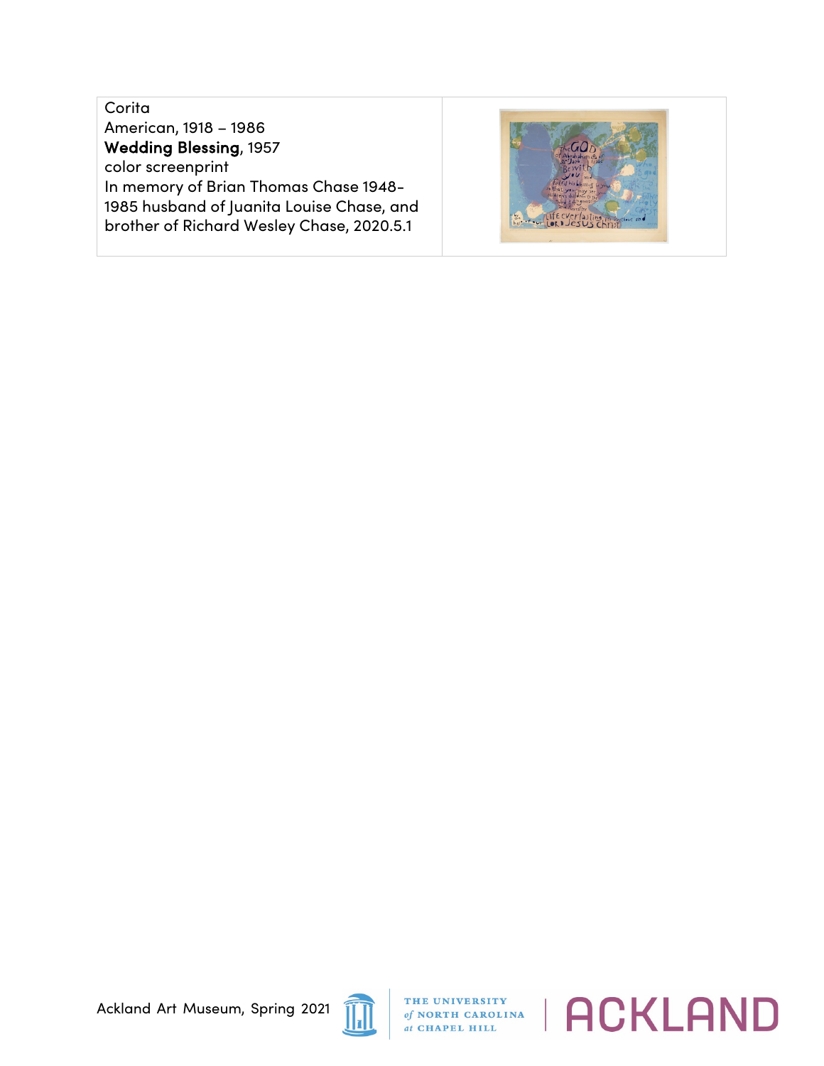| | |
|---|---|
| Corita<br>American, 1918 – 1986<br>**Wedding Blessing**, 1957<br>color screenprint<br>In memory of Brian Thomas Chase 1948-1985 husband of Juanita Louise Chase, and brother of Richard Wesley Chase, 2020.5.1 | |